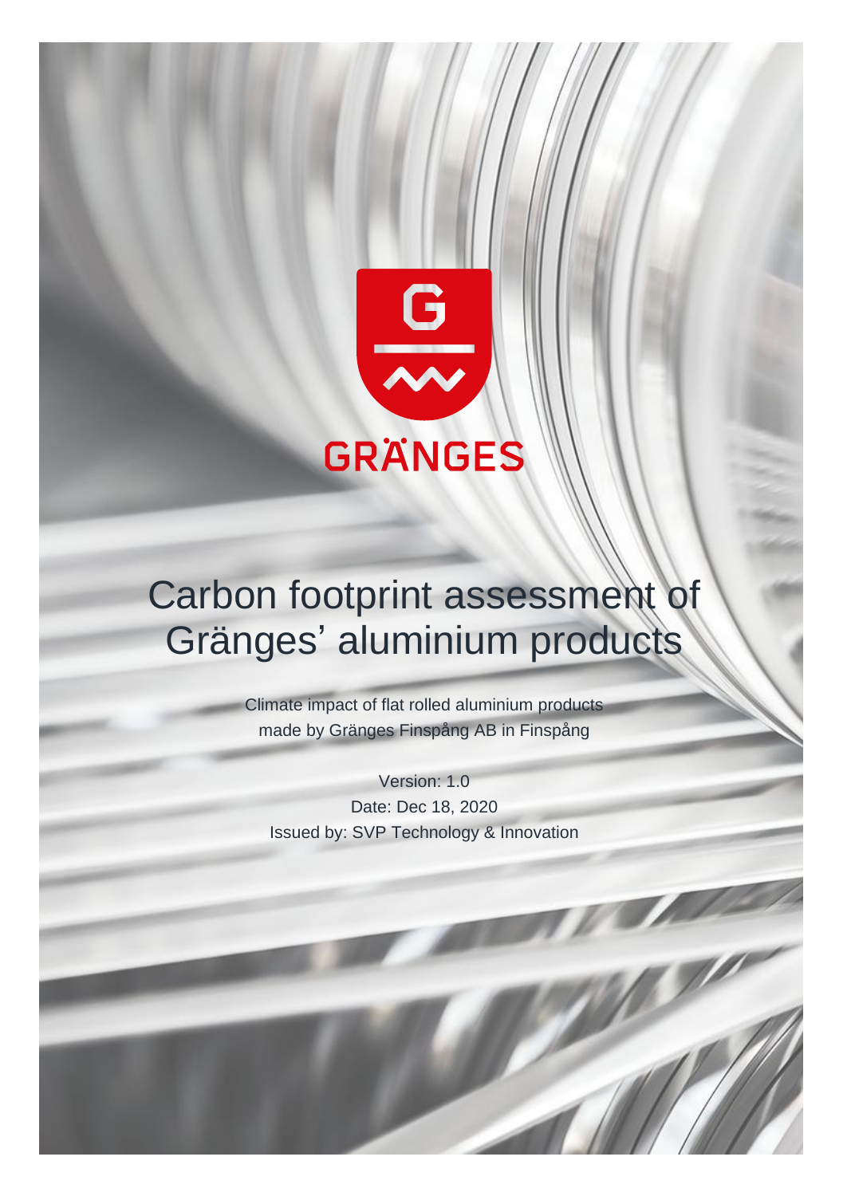GRÄNGES

# Carbon footprint assessment of Gränges' aluminium products

Climate impact of flat rolled aluminium products made by Gränges Finspång AB in Finspång

Version: 1.0

Date: Dec 18, 2020

Issued by: SVP Technology & Innovation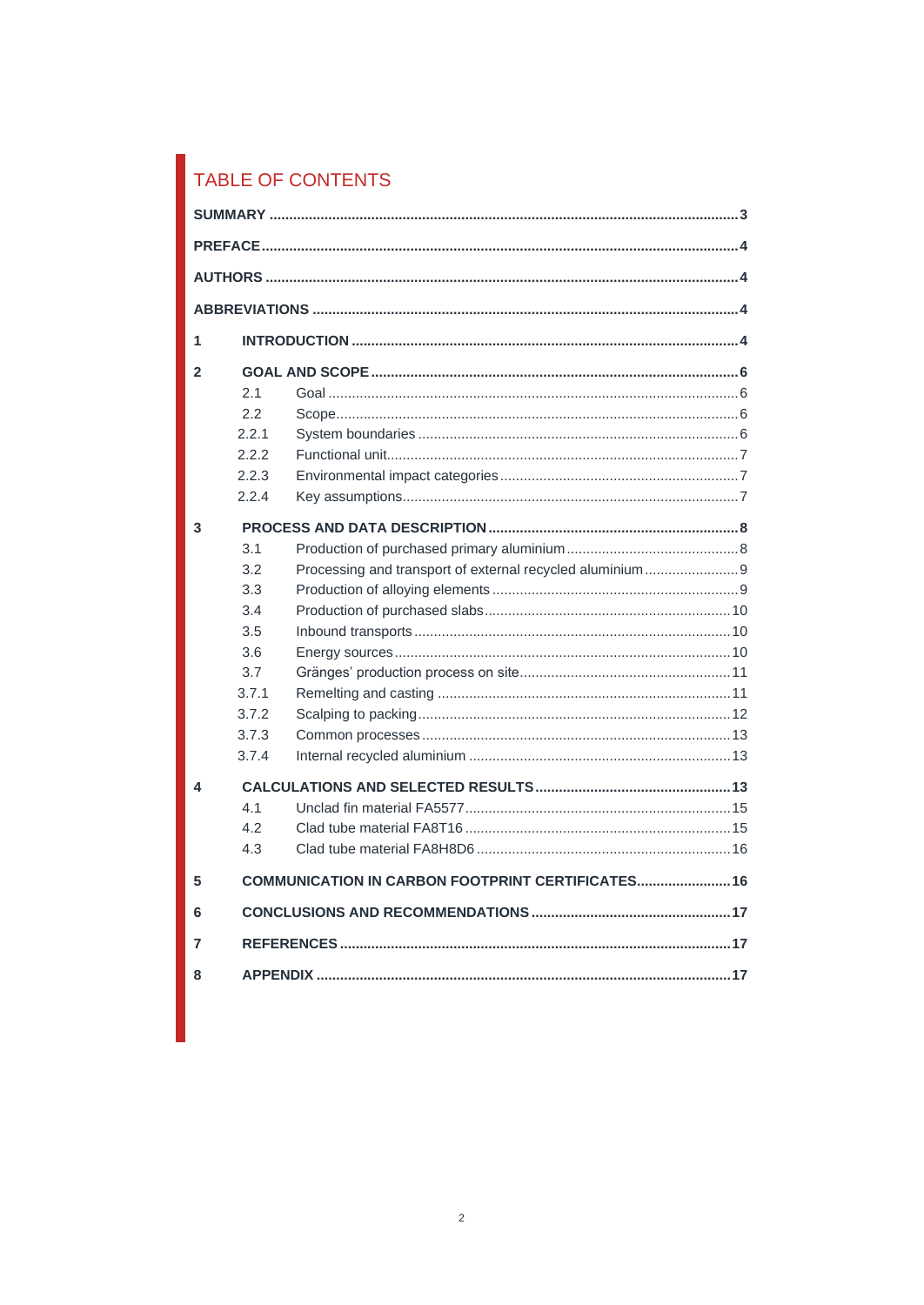# TABLE OF CONTENTS

**SUMMARY** ........ 3

**PREFACE** ........ 4

**AUTHORS** ........ 4

**ABBREVIATIONS** ........ 4

**1 INTRODUCTION** ........ 4

**2 GOAL AND SCOPE** ........ 6

- 2.1 Goal ........ 6
- 2.2 Scope ........ 6
- 2.2.1 System boundaries ........ 6
- 2.2.2 Functional unit ........ 7
- 2.2.3 Environmental impact categories ........ 7
- 2.2.4 Key assumptions ........ 7

**3 PROCESS AND DATA DESCRIPTION** ........ 8

- 3.1 Production of purchased primary aluminium ........ 8
- 3.2 Processing and transport of external recycled aluminium ........ 9
- 3.3 Production of alloying elements ........ 9
- 3.4 Production of purchased slabs ........ 10
- 3.5 Inbound transports ........ 10
- 3.6 Energy sources ........ 10
- 3.7 Gränges' production process on site ........ 11
- 3.7.1 Remelting and casting ........ 11
- 3.7.2 Scalping to packing ........ 12
- 3.7.3 Common processes ........ 13
- 3.7.4 Internal recycled aluminium ........ 13

**4 CALCULATIONS AND SELECTED RESULTS** ........ 13

- 4.1 Unclad fin material FA5577 ........ 15
- 4.2 Clad tube material FA8T16 ........ 15
- 4.3 Clad tube material FA8H8D6 ........ 16

**5 COMMUNICATION IN CARBON FOOTPRINT CERTIFICATES** ........ 16

**6 CONCLUSIONS AND RECOMMENDATIONS** ........ 17

**7 REFERENCES** ........ 17

**8 APPENDIX** ........ 17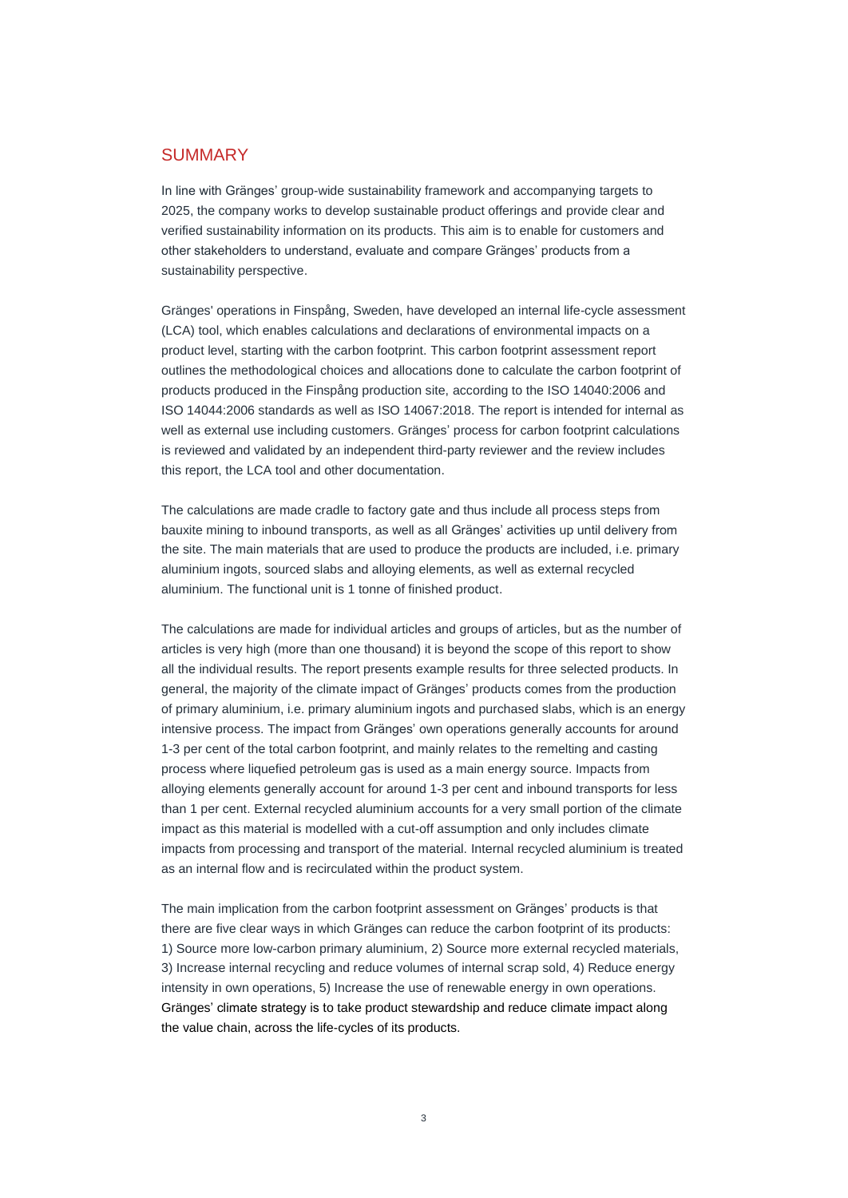## SUMMARY

In line with Gränges' group-wide sustainability framework and accompanying targets to 2025, the company works to develop sustainable product offerings and provide clear and verified sustainability information on its products. This aim is to enable for customers and other stakeholders to understand, evaluate and compare Gränges' products from a sustainability perspective.

Gränges' operations in Finspång, Sweden, have developed an internal life-cycle assessment (LCA) tool, which enables calculations and declarations of environmental impacts on a product level, starting with the carbon footprint. This carbon footprint assessment report outlines the methodological choices and allocations done to calculate the carbon footprint of products produced in the Finspång production site, according to the ISO 14040:2006 and ISO 14044:2006 standards as well as ISO 14067:2018. The report is intended for internal as well as external use including customers. Gränges' process for carbon footprint calculations is reviewed and validated by an independent third-party reviewer and the review includes this report, the LCA tool and other documentation.

The calculations are made cradle to factory gate and thus include all process steps from bauxite mining to inbound transports, as well as all Gränges' activities up until delivery from the site. The main materials that are used to produce the products are included, i.e. primary aluminium ingots, sourced slabs and alloying elements, as well as external recycled aluminium. The functional unit is 1 tonne of finished product.

The calculations are made for individual articles and groups of articles, but as the number of articles is very high (more than one thousand) it is beyond the scope of this report to show all the individual results. The report presents example results for three selected products. In general, the majority of the climate impact of Gränges' products comes from the production of primary aluminium, i.e. primary aluminium ingots and purchased slabs, which is an energy intensive process. The impact from Gränges' own operations generally accounts for around 1-3 per cent of the total carbon footprint, and mainly relates to the remelting and casting process where liquefied petroleum gas is used as a main energy source. Impacts from alloying elements generally account for around 1-3 per cent and inbound transports for less than 1 per cent. External recycled aluminium accounts for a very small portion of the climate impact as this material is modelled with a cut-off assumption and only includes climate impacts from processing and transport of the material. Internal recycled aluminium is treated as an internal flow and is recirculated within the product system.

The main implication from the carbon footprint assessment on Gränges' products is that there are five clear ways in which Gränges can reduce the carbon footprint of its products: 1) Source more low-carbon primary aluminium, 2) Source more external recycled materials, 3) Increase internal recycling and reduce volumes of internal scrap sold, 4) Reduce energy intensity in own operations, 5) Increase the use of renewable energy in own operations. Gränges' climate strategy is to take product stewardship and reduce climate impact along the value chain, across the life-cycles of its products.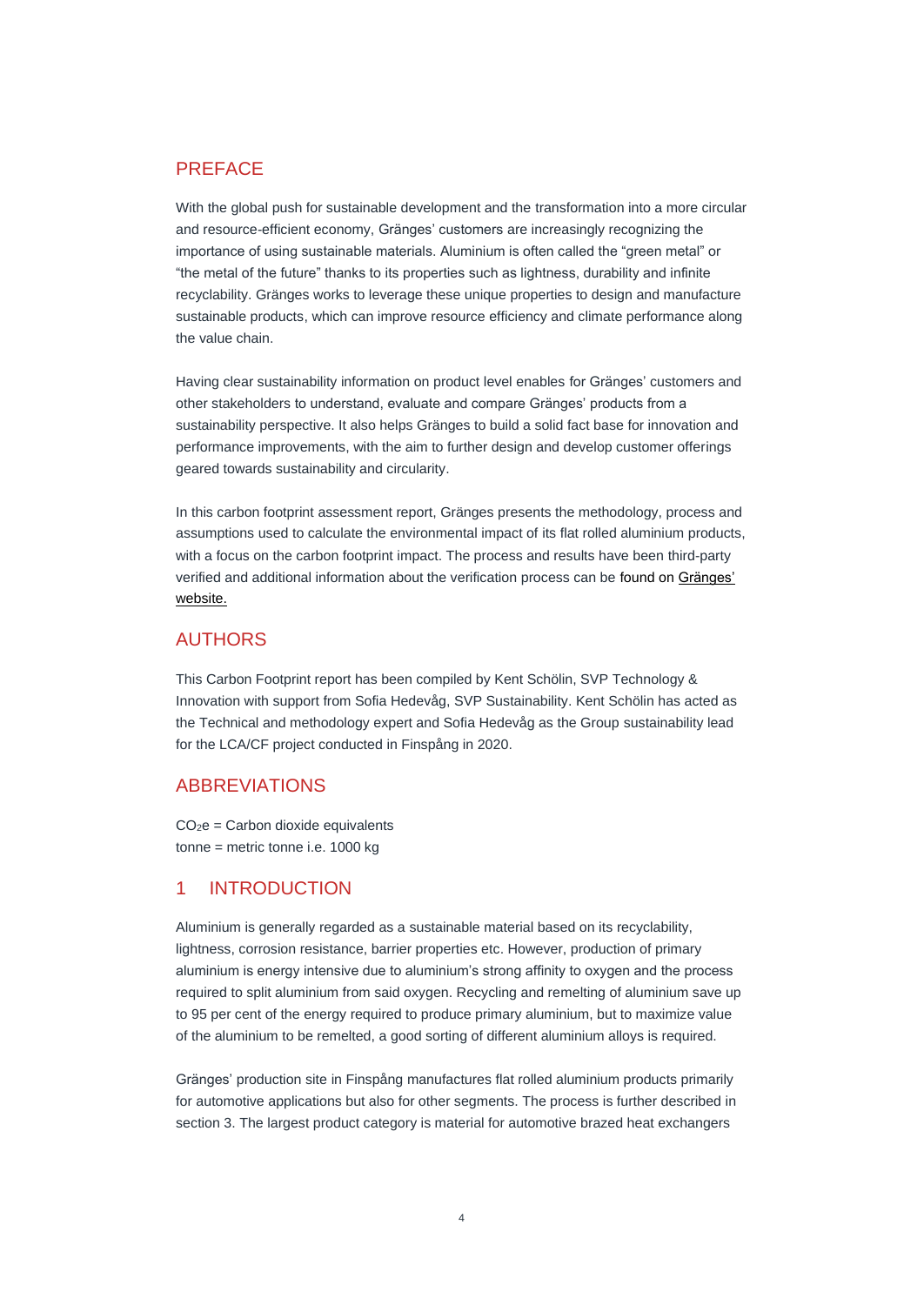## PREFACE

With the global push for sustainable development and the transformation into a more circular and resource-efficient economy, Gränges' customers are increasingly recognizing the importance of using sustainable materials. Aluminium is often called the "green metal" or "the metal of the future" thanks to its properties such as lightness, durability and infinite recyclability. Gränges works to leverage these unique properties to design and manufacture sustainable products, which can improve resource efficiency and climate performance along the value chain.

Having clear sustainability information on product level enables for Gränges' customers and other stakeholders to understand, evaluate and compare Gränges' products from a sustainability perspective. It also helps Gränges to build a solid fact base for innovation and performance improvements, with the aim to further design and develop customer offerings geared towards sustainability and circularity.

In this carbon footprint assessment report, Gränges presents the methodology, process and assumptions used to calculate the environmental impact of its flat rolled aluminium products, with a focus on the carbon footprint impact. The process and results have been third-party verified and additional information about the verification process can be found on Gränges' website.

## AUTHORS

This Carbon Footprint report has been compiled by Kent Schölin, SVP Technology & Innovation with support from Sofia Hedevåg, SVP Sustainability. Kent Schölin has acted as the Technical and methodology expert and Sofia Hedevåg as the Group sustainability lead for the LCA/CF project conducted in Finspång in 2020.

## ABBREVIATIONS

$CO_2e$ = Carbon dioxide equivalents
tonne = metric tonne i.e. 1000 kg

# 1 INTRODUCTION

Aluminium is generally regarded as a sustainable material based on its recyclability, lightness, corrosion resistance, barrier properties etc. However, production of primary aluminium is energy intensive due to aluminium's strong affinity to oxygen and the process required to split aluminium from said oxygen. Recycling and remelting of aluminium save up to 95 per cent of the energy required to produce primary aluminium, but to maximize value of the aluminium to be remelted, a good sorting of different aluminium alloys is required.

Gränges' production site in Finspång manufactures flat rolled aluminium products primarily for automotive applications but also for other segments. The process is further described in section 3. The largest product category is material for automotive brazed heat exchangers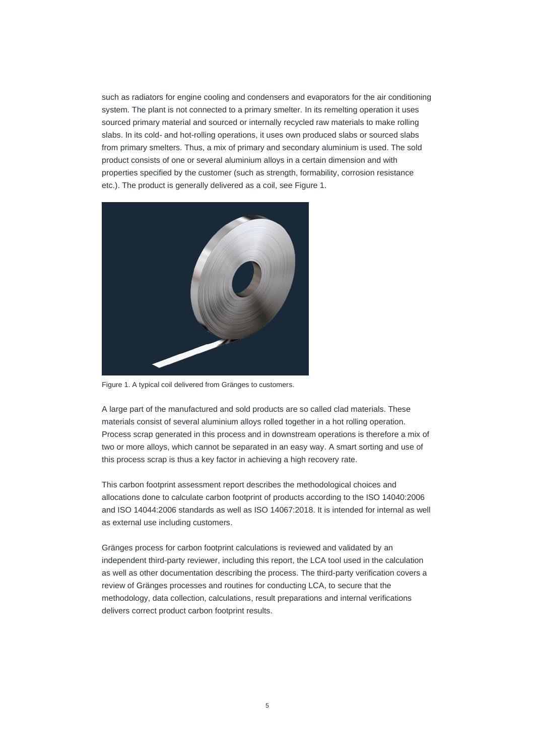such as radiators for engine cooling and condensers and evaporators for the air conditioning system. The plant is not connected to a primary smelter. In its remelting operation it uses sourced primary material and sourced or internally recycled raw materials to make rolling slabs. In its cold- and hot-rolling operations, it uses own produced slabs or sourced slabs from primary smelters. Thus, a mix of primary and secondary aluminium is used. The sold product consists of one or several aluminium alloys in a certain dimension and with properties specified by the customer (such as strength, formability, corrosion resistance etc.). The product is generally delivered as a coil, see Figure 1.

Figure 1. A typical coil delivered from Gränges to customers.

A large part of the manufactured and sold products are so called clad materials. These materials consist of several aluminium alloys rolled together in a hot rolling operation. Process scrap generated in this process and in downstream operations is therefore a mix of two or more alloys, which cannot be separated in an easy way. A smart sorting and use of this process scrap is thus a key factor in achieving a high recovery rate.

This carbon footprint assessment report describes the methodological choices and allocations done to calculate carbon footprint of products according to the ISO 14040:2006 and ISO 14044:2006 standards as well as ISO 14067:2018. It is intended for internal as well as external use including customers.

Gränges process for carbon footprint calculations is reviewed and validated by an independent third-party reviewer, including this report, the LCA tool used in the calculation as well as other documentation describing the process. The third-party verification covers a review of Gränges processes and routines for conducting LCA, to secure that the methodology, data collection, calculations, result preparations and internal verifications delivers correct product carbon footprint results.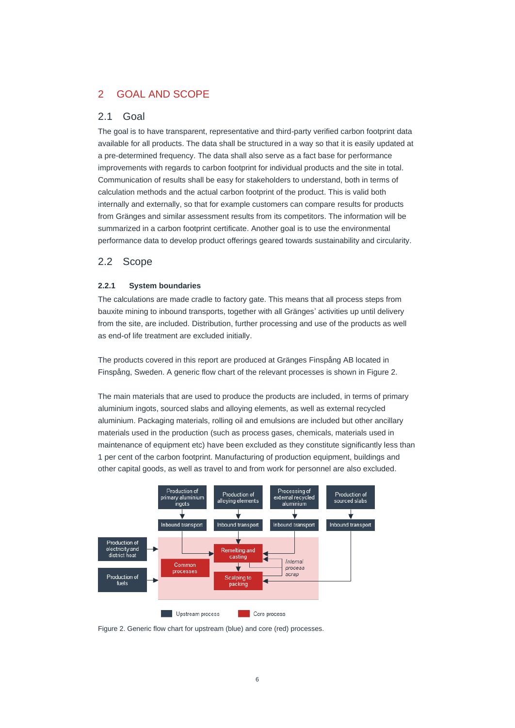# 2 GOAL AND SCOPE

## 2.1 Goal

The goal is to have transparent, representative and third-party verified carbon footprint data available for all products. The data shall be structured in a way so that it is easily updated at a pre-determined frequency. The data shall also serve as a fact base for performance improvements with regards to carbon footprint for individual products and the site in total. Communication of results shall be easy for stakeholders to understand, both in terms of calculation methods and the actual carbon footprint of the product. This is valid both internally and externally, so that for example customers can compare results for products from Gränges and similar assessment results from its competitors. The information will be summarized in a carbon footprint certificate. Another goal is to use the environmental performance data to develop product offerings geared towards sustainability and circularity.

## 2.2 Scope

### 2.2.1 System boundaries

The calculations are made cradle to factory gate. This means that all process steps from bauxite mining to inbound transports, together with all Gränges' activities up until delivery from the site, are included. Distribution, further processing and use of the products as well as end-of life treatment are excluded initially.

The products covered in this report are produced at Gränges Finspång AB located in Finspång, Sweden. A generic flow chart of the relevant processes is shown in Figure 2.

The main materials that are used to produce the products are included, in terms of primary aluminium ingots, sourced slabs and alloying elements, as well as external recycled aluminium. Packaging materials, rolling oil and emulsions are included but other ancillary materials used in the production (such as process gases, chemicals, materials used in maintenance of equipment etc) have been excluded as they constitute significantly less than 1 per cent of the carbon footprint. Manufacturing of production equipment, buildings and other capital goods, as well as travel to and from work for personnel are also excluded.

Figure 2. Generic flow chart for upstream (blue) and core (red) processes.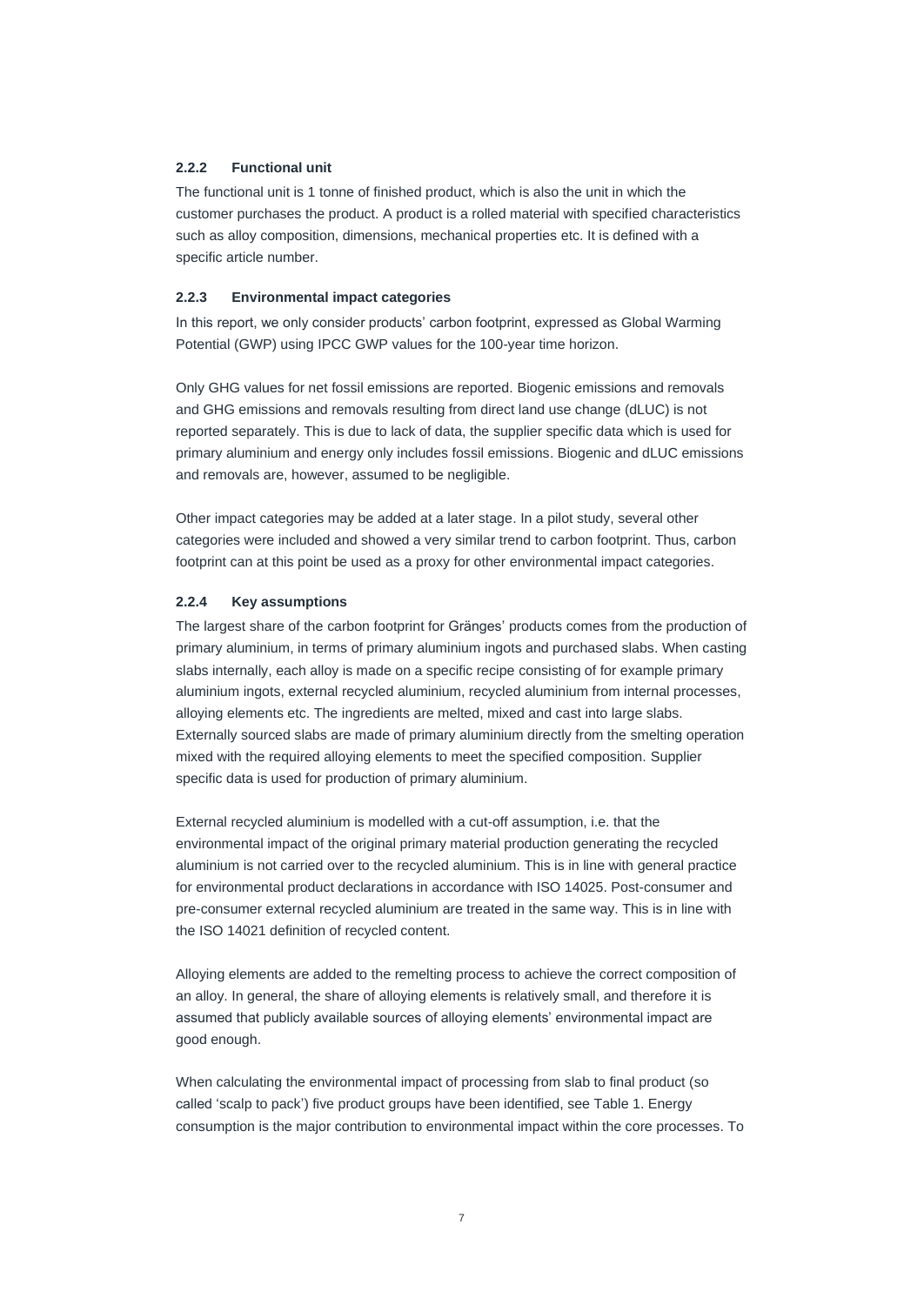### 2.2.2 Functional unit

The functional unit is 1 tonne of finished product, which is also the unit in which the customer purchases the product. A product is a rolled material with specified characteristics such as alloy composition, dimensions, mechanical properties etc. It is defined with a specific article number.

### 2.2.3 Environmental impact categories

In this report, we only consider products' carbon footprint, expressed as Global Warming Potential (GWP) using IPCC GWP values for the 100-year time horizon.

Only GHG values for net fossil emissions are reported. Biogenic emissions and removals and GHG emissions and removals resulting from direct land use change (dLUC) is not reported separately. This is due to lack of data, the supplier specific data which is used for primary aluminium and energy only includes fossil emissions. Biogenic and dLUC emissions and removals are, however, assumed to be negligible.

Other impact categories may be added at a later stage. In a pilot study, several other categories were included and showed a very similar trend to carbon footprint. Thus, carbon footprint can at this point be used as a proxy for other environmental impact categories.

### 2.2.4 Key assumptions

The largest share of the carbon footprint for Gränges' products comes from the production of primary aluminium, in terms of primary aluminium ingots and purchased slabs. When casting slabs internally, each alloy is made on a specific recipe consisting of for example primary aluminium ingots, external recycled aluminium, recycled aluminium from internal processes, alloying elements etc. The ingredients are melted, mixed and cast into large slabs. Externally sourced slabs are made of primary aluminium directly from the smelting operation mixed with the required alloying elements to meet the specified composition. Supplier specific data is used for production of primary aluminium.

External recycled aluminium is modelled with a cut-off assumption, i.e. that the environmental impact of the original primary material production generating the recycled aluminium is not carried over to the recycled aluminium. This is in line with general practice for environmental product declarations in accordance with ISO 14025. Post-consumer and pre-consumer external recycled aluminium are treated in the same way. This is in line with the ISO 14021 definition of recycled content.

Alloying elements are added to the remelting process to achieve the correct composition of an alloy. In general, the share of alloying elements is relatively small, and therefore it is assumed that publicly available sources of alloying elements' environmental impact are good enough.

When calculating the environmental impact of processing from slab to final product (so called 'scalp to pack') five product groups have been identified, see Table 1. Energy consumption is the major contribution to environmental impact within the core processes. To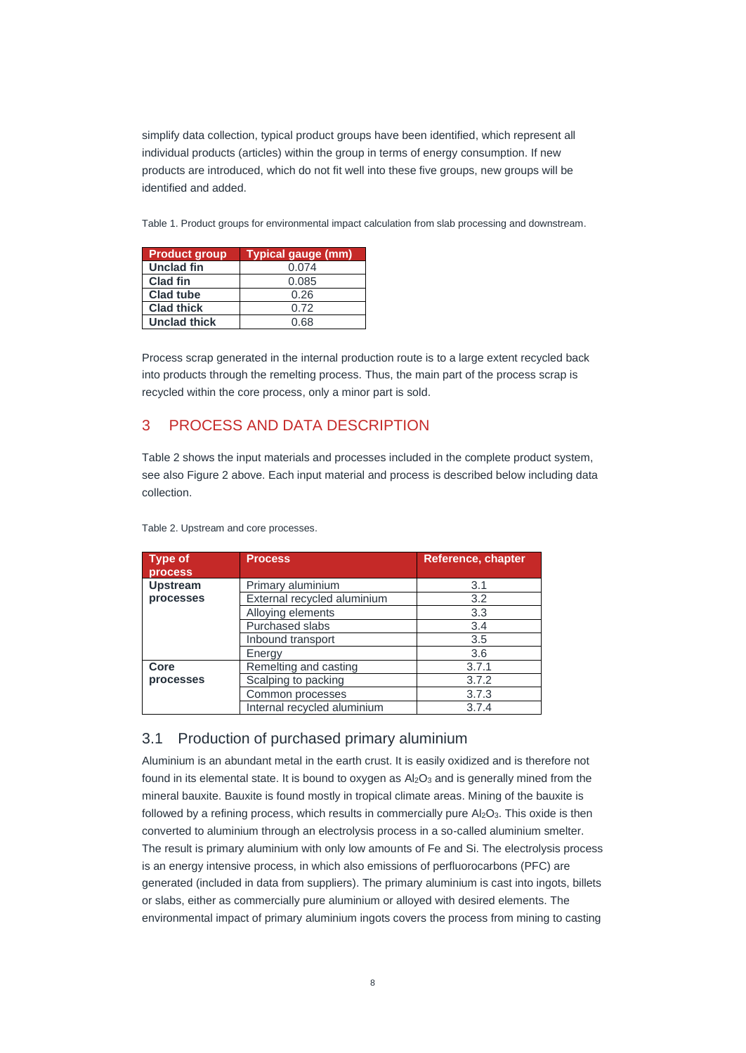simplify data collection, typical product groups have been identified, which represent all individual products (articles) within the group in terms of energy consumption. If new products are introduced, which do not fit well into these five groups, new groups will be identified and added.

Table 1. Product groups for environmental impact calculation from slab processing and downstream.

| Product group | Typical gauge (mm) |
|---|---|
| **Unclad fin** | 0.074 |
| **Clad fin** | 0.085 |
| **Clad tube** | 0.26 |
| **Clad thick** | 0.72 |
| **Unclad thick** | 0.68 |

Process scrap generated in the internal production route is to a large extent recycled back into products through the remelting process. Thus, the main part of the process scrap is recycled within the core process, only a minor part is sold.

# 3 PROCESS AND DATA DESCRIPTION

Table 2 shows the input materials and processes included in the complete product system, see also Figure 2 above. Each input material and process is described below including data collection.

Table 2. Upstream and core processes.

| Type of process | Process | Reference, chapter |
|---|---|---|
| **Upstream processes** | Primary aluminium | 3.1 |
| | External recycled aluminium | 3.2 |
| | Alloying elements | 3.3 |
| | Purchased slabs | 3.4 |
| | Inbound transport | 3.5 |
| | Energy | 3.6 |
| **Core processes** | Remelting and casting | 3.7.1 |
| | Scalping to packing | 3.7.2 |
| | Common processes | 3.7.3 |
| | Internal recycled aluminium | 3.7.4 |

## 3.1 Production of purchased primary aluminium

Aluminium is an abundant metal in the earth crust. It is easily oxidized and is therefore not found in its elemental state. It is bound to oxygen as $Al_2O_3$ and is generally mined from the mineral bauxite. Bauxite is found mostly in tropical climate areas. Mining of the bauxite is followed by a refining process, which results in commercially pure $Al_2O_3$. This oxide is then converted to aluminium through an electrolysis process in a so-called aluminium smelter. The result is primary aluminium with only low amounts of Fe and Si. The electrolysis process is an energy intensive process, in which also emissions of perfluorocarbons (PFC) are generated (included in data from suppliers). The primary aluminium is cast into ingots, billets or slabs, either as commercially pure aluminium or alloyed with desired elements. The environmental impact of primary aluminium ingots covers the process from mining to casting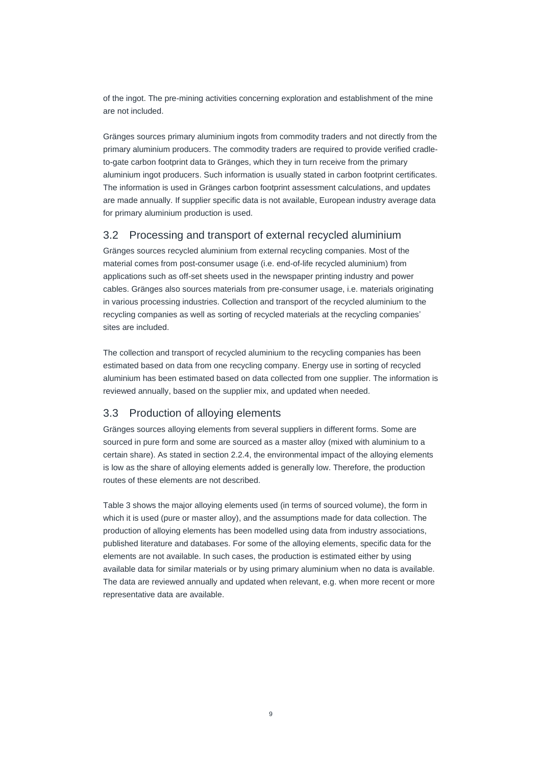of the ingot. The pre-mining activities concerning exploration and establishment of the mine are not included.

Gränges sources primary aluminium ingots from commodity traders and not directly from the primary aluminium producers. The commodity traders are required to provide verified cradle-to-gate carbon footprint data to Gränges, which they in turn receive from the primary aluminium ingot producers. Such information is usually stated in carbon footprint certificates. The information is used in Gränges carbon footprint assessment calculations, and updates are made annually. If supplier specific data is not available, European industry average data for primary aluminium production is used.

## 3.2 Processing and transport of external recycled aluminium

Gränges sources recycled aluminium from external recycling companies. Most of the material comes from post-consumer usage (i.e. end-of-life recycled aluminium) from applications such as off-set sheets used in the newspaper printing industry and power cables. Gränges also sources materials from pre-consumer usage, i.e. materials originating in various processing industries. Collection and transport of the recycled aluminium to the recycling companies as well as sorting of recycled materials at the recycling companies' sites are included.

The collection and transport of recycled aluminium to the recycling companies has been estimated based on data from one recycling company. Energy use in sorting of recycled aluminium has been estimated based on data collected from one supplier. The information is reviewed annually, based on the supplier mix, and updated when needed.

## 3.3 Production of alloying elements

Gränges sources alloying elements from several suppliers in different forms. Some are sourced in pure form and some are sourced as a master alloy (mixed with aluminium to a certain share). As stated in section 2.2.4, the environmental impact of the alloying elements is low as the share of alloying elements added is generally low. Therefore, the production routes of these elements are not described.

Table 3 shows the major alloying elements used (in terms of sourced volume), the form in which it is used (pure or master alloy), and the assumptions made for data collection. The production of alloying elements has been modelled using data from industry associations, published literature and databases. For some of the alloying elements, specific data for the elements are not available. In such cases, the production is estimated either by using available data for similar materials or by using primary aluminium when no data is available. The data are reviewed annually and updated when relevant, e.g. when more recent or more representative data are available.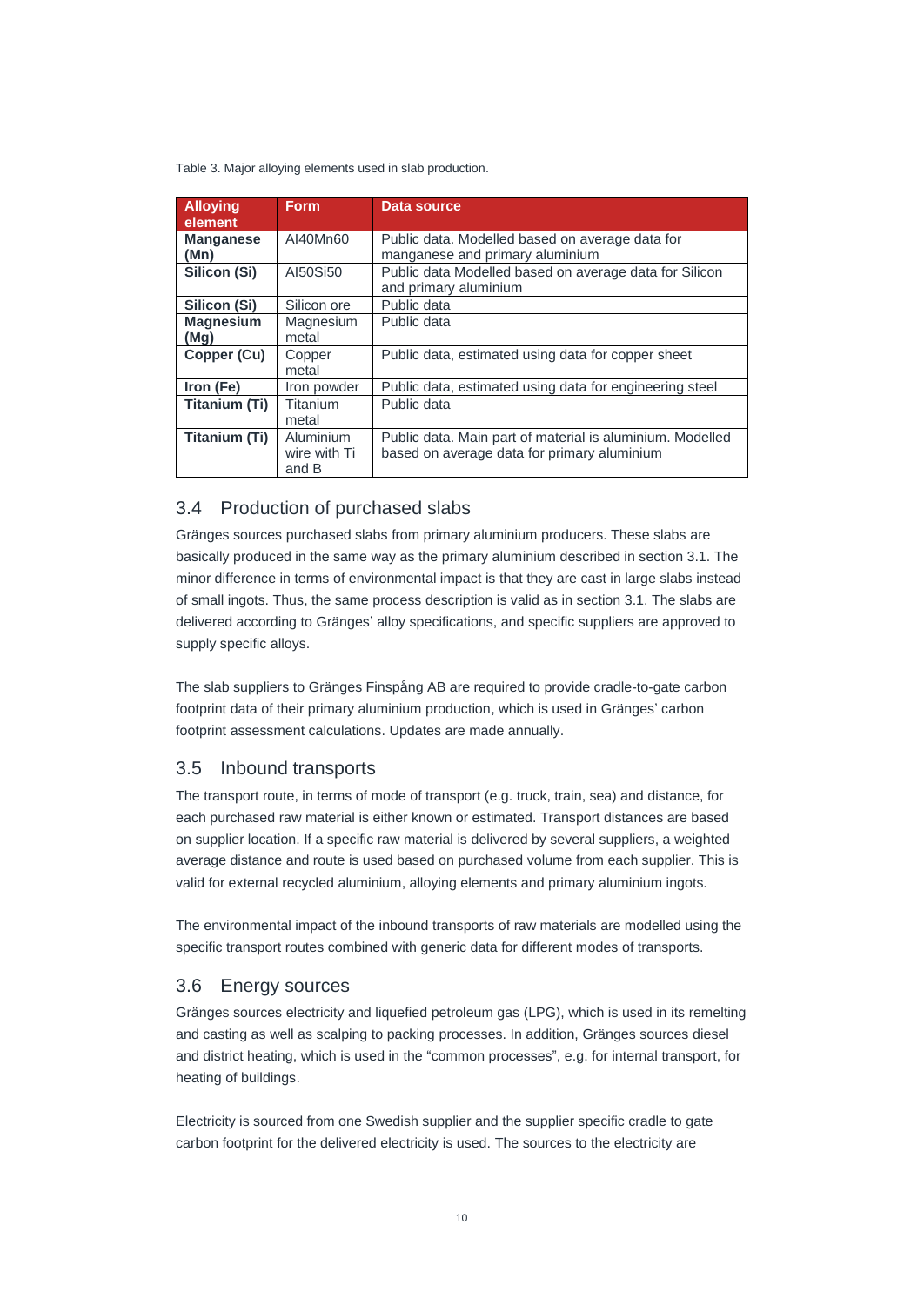Table 3. Major alloying elements used in slab production.

| Alloying element | Form | Data source |
| --- | --- | --- |
| **Manganese (Mn)** | Al40Mn60 | Public data. Modelled based on average data for manganese and primary aluminium |
| **Silicon (Si)** | Al50Si50 | Public data Modelled based on average data for Silicon and primary aluminium |
| **Silicon (Si)** | Silicon ore | Public data |
| **Magnesium (Mg)** | Magnesium metal | Public data |
| **Copper (Cu)** | Copper metal | Public data, estimated using data for copper sheet |
| **Iron (Fe)** | Iron powder | Public data, estimated using data for engineering steel |
| **Titanium (Ti)** | Titanium metal | Public data |
| **Titanium (Ti)** | Aluminium wire with Ti and B | Public data. Main part of material is aluminium. Modelled based on average data for primary aluminium |

## 3.4 Production of purchased slabs

Gränges sources purchased slabs from primary aluminium producers. These slabs are basically produced in the same way as the primary aluminium described in section 3.1. The minor difference in terms of environmental impact is that they are cast in large slabs instead of small ingots. Thus, the same process description is valid as in section 3.1. The slabs are delivered according to Gränges' alloy specifications, and specific suppliers are approved to supply specific alloys.

The slab suppliers to Gränges Finspång AB are required to provide cradle-to-gate carbon footprint data of their primary aluminium production, which is used in Gränges' carbon footprint assessment calculations. Updates are made annually.

## 3.5 Inbound transports

The transport route, in terms of mode of transport (e.g. truck, train, sea) and distance, for each purchased raw material is either known or estimated. Transport distances are based on supplier location. If a specific raw material is delivered by several suppliers, a weighted average distance and route is used based on purchased volume from each supplier. This is valid for external recycled aluminium, alloying elements and primary aluminium ingots.

The environmental impact of the inbound transports of raw materials are modelled using the specific transport routes combined with generic data for different modes of transports.

## 3.6 Energy sources

Gränges sources electricity and liquefied petroleum gas (LPG), which is used in its remelting and casting as well as scalping to packing processes. In addition, Gränges sources diesel and district heating, which is used in the "common processes", e.g. for internal transport, for heating of buildings.

Electricity is sourced from one Swedish supplier and the supplier specific cradle to gate carbon footprint for the delivered electricity is used. The sources to the electricity are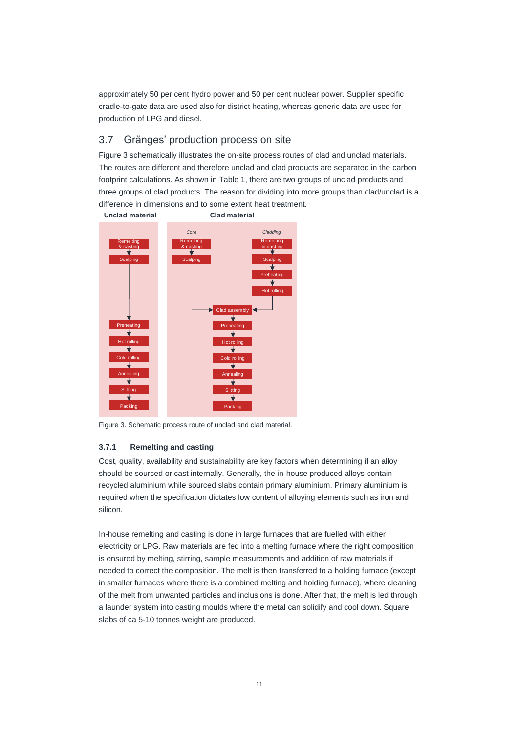approximately 50 per cent hydro power and 50 per cent nuclear power. Supplier specific cradle-to-gate data are used also for district heating, whereas generic data are used for production of LPG and diesel.

## 3.7 Gränges' production process on site

Figure 3 schematically illustrates the on-site process routes of clad and unclad materials. The routes are different and therefore unclad and clad products are separated in the carbon footprint calculations. As shown in Table 1, there are two groups of unclad products and three groups of clad products. The reason for dividing into more groups than clad/unclad is a difference in dimensions and to some extent heat treatment.

**Unclad material**

Remelting & casting → Scalping → Preheating → Hot rolling → Cold rolling → Annealing → Slitting → Packing

**Clad material**

*Core*: Remelting & casting → Scalping → Clad assembly

*Cladding*: Remelting & casting → Scalping → Preheating → Hot rolling → Clad assembly

Clad assembly → Preheating → Hot rolling → Cold rolling → Annealing → Slitting → Packing

Figure 3. Schematic process route of unclad and clad material.

### 3.7.1 Remelting and casting

Cost, quality, availability and sustainability are key factors when determining if an alloy should be sourced or cast internally. Generally, the in-house produced alloys contain recycled aluminium while sourced slabs contain primary aluminium. Primary aluminium is required when the specification dictates low content of alloying elements such as iron and silicon.

In-house remelting and casting is done in large furnaces that are fuelled with either electricity or LPG. Raw materials are fed into a melting furnace where the right composition is ensured by melting, stirring, sample measurements and addition of raw materials if needed to correct the composition. The melt is then transferred to a holding furnace (except in smaller furnaces where there is a combined melting and holding furnace), where cleaning of the melt from unwanted particles and inclusions is done. After that, the melt is led through a launder system into casting moulds where the metal can solidify and cool down. Square slabs of ca 5-10 tonnes weight are produced.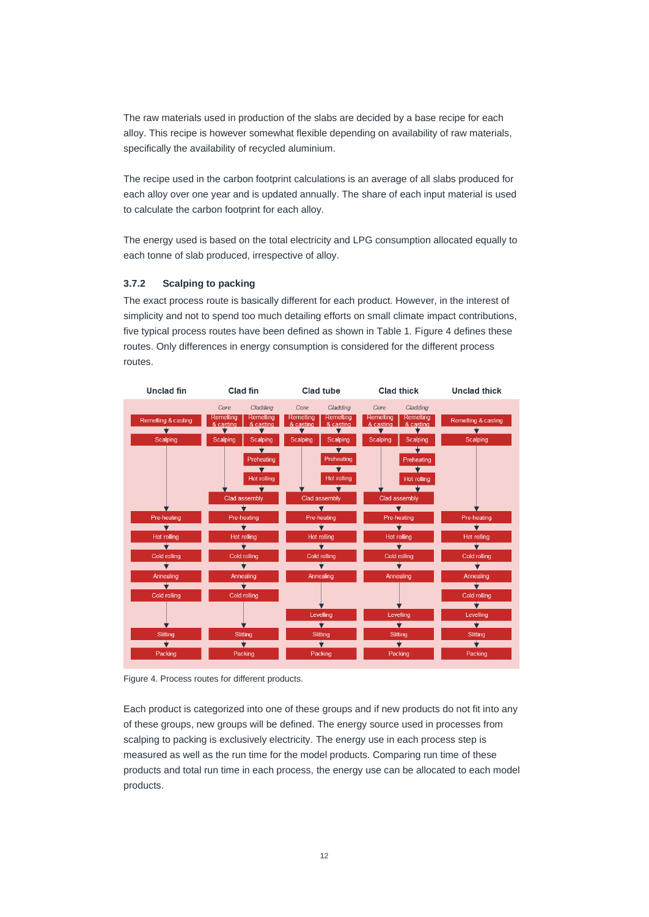The raw materials used in production of the slabs are decided by a base recipe for each alloy. This recipe is however somewhat flexible depending on availability of raw materials, specifically the availability of recycled aluminium.

The recipe used in the carbon footprint calculations is an average of all slabs produced for each alloy over one year and is updated annually. The share of each input material is used to calculate the carbon footprint for each alloy.

The energy used is based on the total electricity and LPG consumption allocated equally to each tonne of slab produced, irrespective of alloy.

### 3.7.2 Scalping to packing

The exact process route is basically different for each product. However, in the interest of simplicity and not to spend too much detailing efforts on small climate impact contributions, five typical process routes have been defined as shown in Table 1. Figure 4 defines these routes. Only differences in energy consumption is considered for the different process routes.

**Unclad fin**
- Remelting & casting → Scalping → Pre-heating → Hot rolling → Cold rolling → Annealing → Cold rolling → Slitting → Packing

**Clad fin**
- *Core*: Remelting & casting → Scalping
- *Cladding*: Remelting & casting → Scalping → Preheating → Hot rolling
- Clad assembly → Pre-heating → Hot rolling → Cold rolling → Annealing → Cold rolling → Slitting → Packing

**Clad tube**
- *Core*: Remelting & casting → Scalping
- *Cladding*: Remelting & casting → Scalping → Preheating → Hot rolling
- Clad assembly → Pre-heating → Hot rolling → Cold rolling → Annealing → Levelling → Slitting → Packing

**Clad thick**
- *Core*: Remelting & casting → Scalping
- *Cladding*: Remelting & casting → Scalping → Preheating → Hot rolling
- Clad assembly → Pre-heating → Hot rolling → Cold rolling → Annealing → Levelling → Slitting → Packing

**Unclad thick**
- Remelting & casting → Scalping → Pre-heating → Hot rolling → Cold rolling → Annealing → Cold rolling → Levelling → Slitting → Packing

Figure 4. Process routes for different products.

Each product is categorized into one of these groups and if new products do not fit into any of these groups, new groups will be defined. The energy source used in processes from scalping to packing is exclusively electricity. The energy use in each process step is measured as well as the run time for the model products. Comparing run time of these products and total run time in each process, the energy use can be allocated to each model products.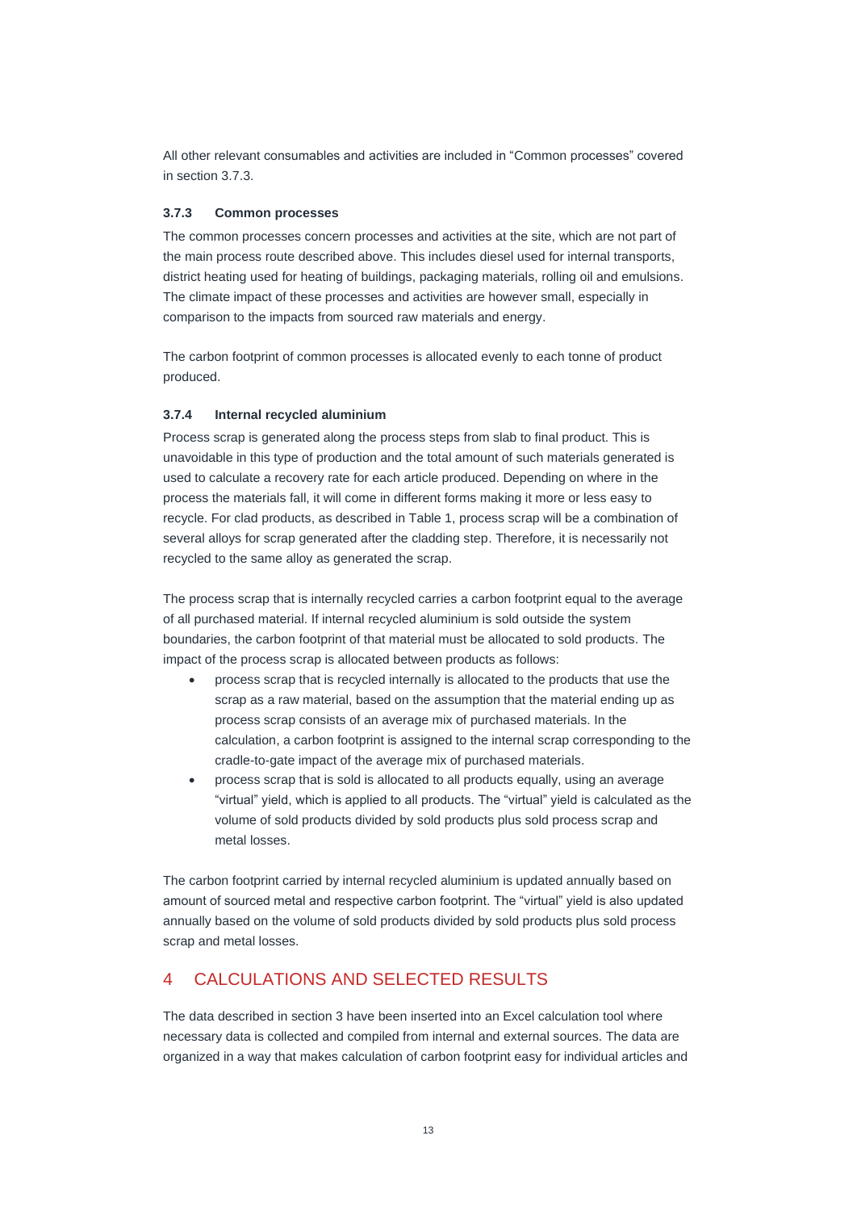All other relevant consumables and activities are included in “Common processes” covered in section 3.7.3.

### 3.7.3 Common processes

The common processes concern processes and activities at the site, which are not part of the main process route described above. This includes diesel used for internal transports, district heating used for heating of buildings, packaging materials, rolling oil and emulsions. The climate impact of these processes and activities are however small, especially in comparison to the impacts from sourced raw materials and energy.

The carbon footprint of common processes is allocated evenly to each tonne of product produced.

### 3.7.4 Internal recycled aluminium

Process scrap is generated along the process steps from slab to final product. This is unavoidable in this type of production and the total amount of such materials generated is used to calculate a recovery rate for each article produced. Depending on where in the process the materials fall, it will come in different forms making it more or less easy to recycle. For clad products, as described in Table 1, process scrap will be a combination of several alloys for scrap generated after the cladding step. Therefore, it is necessarily not recycled to the same alloy as generated the scrap.

The process scrap that is internally recycled carries a carbon footprint equal to the average of all purchased material. If internal recycled aluminium is sold outside the system boundaries, the carbon footprint of that material must be allocated to sold products. The impact of the process scrap is allocated between products as follows:

- process scrap that is recycled internally is allocated to the products that use the scrap as a raw material, based on the assumption that the material ending up as process scrap consists of an average mix of purchased materials. In the calculation, a carbon footprint is assigned to the internal scrap corresponding to the cradle-to-gate impact of the average mix of purchased materials.
- process scrap that is sold is allocated to all products equally, using an average “virtual” yield, which is applied to all products. The “virtual” yield is calculated as the volume of sold products divided by sold products plus sold process scrap and metal losses.

The carbon footprint carried by internal recycled aluminium is updated annually based on amount of sourced metal and respective carbon footprint. The “virtual” yield is also updated annually based on the volume of sold products divided by sold products plus sold process scrap and metal losses.

## 4 CALCULATIONS AND SELECTED RESULTS

The data described in section 3 have been inserted into an Excel calculation tool where necessary data is collected and compiled from internal and external sources. The data are organized in a way that makes calculation of carbon footprint easy for individual articles and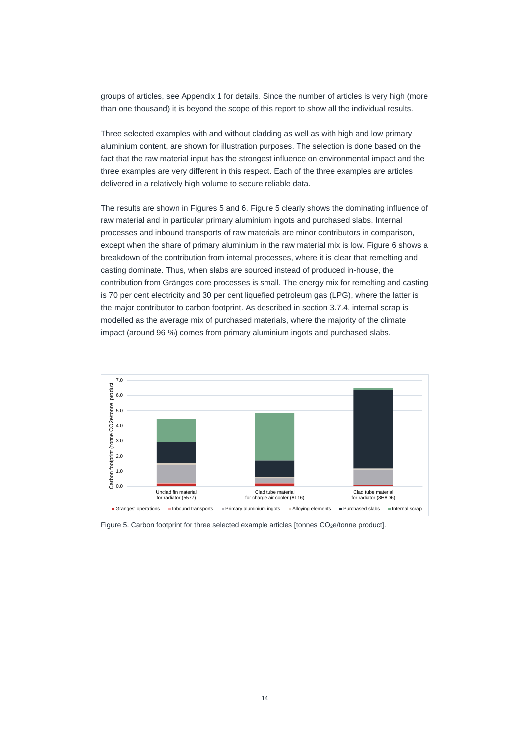groups of articles, see Appendix 1 for details. Since the number of articles is very high (more than one thousand) it is beyond the scope of this report to show all the individual results.

Three selected examples with and without cladding as well as with high and low primary aluminium content, are shown for illustration purposes. The selection is done based on the fact that the raw material input has the strongest influence on environmental impact and the three examples are very different in this respect. Each of the three examples are articles delivered in a relatively high volume to secure reliable data.

The results are shown in Figures 5 and 6. Figure 5 clearly shows the dominating influence of raw material and in particular primary aluminium ingots and purchased slabs. Internal processes and inbound transports of raw materials are minor contributors in comparison, except when the share of primary aluminium in the raw material mix is low. Figure 6 shows a breakdown of the contribution from internal processes, where it is clear that remelting and casting dominate. Thus, when slabs are sourced instead of produced in-house, the contribution from Gränges core processes is small. The energy mix for remelting and casting is 70 per cent electricity and 30 per cent liquefied petroleum gas (LPG), where the latter is the major contributor to carbon footprint. As described in section 3.7.4, internal scrap is modelled as the average mix of purchased materials, where the majority of the climate impact (around 96 %) comes from primary aluminium ingots and purchased slabs.

Figure 5. Carbon footprint for three selected example articles [tonnes $CO_2$e/tonne product].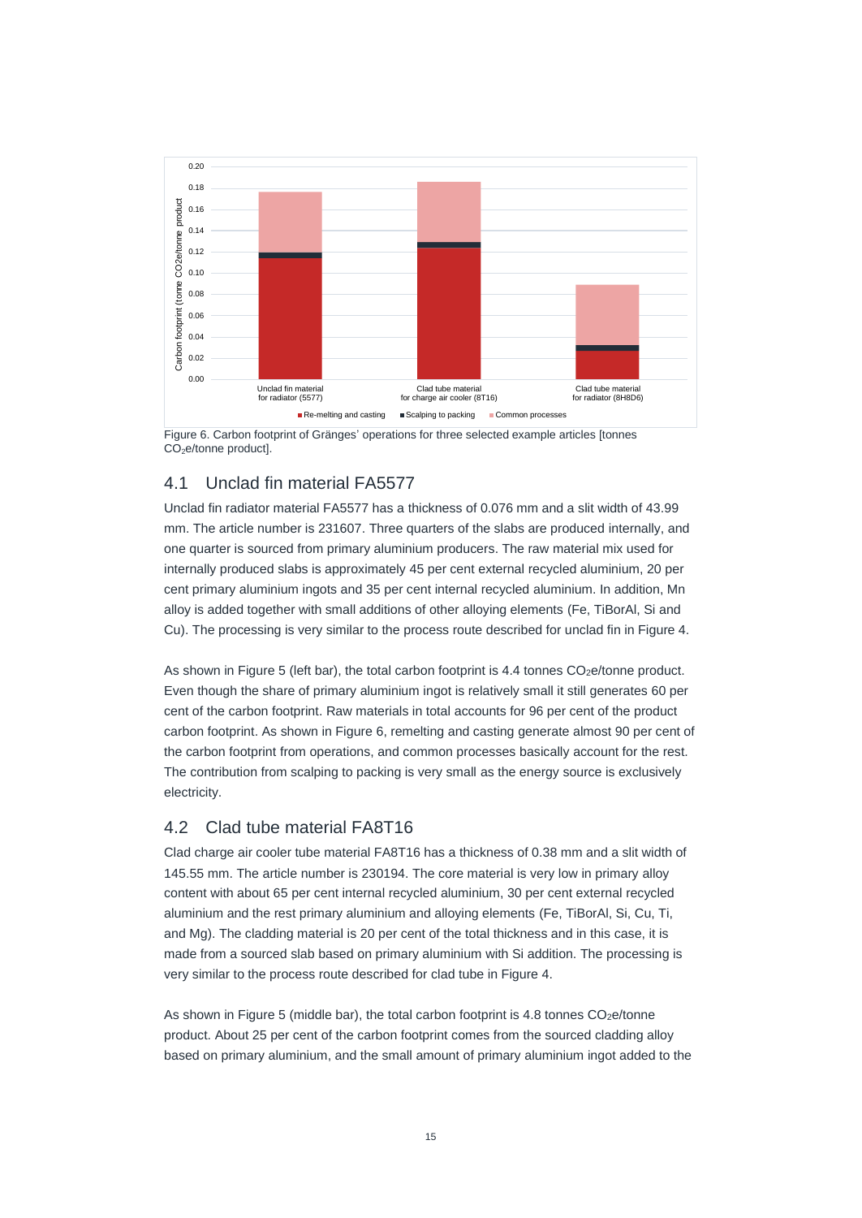Figure 6. Carbon footprint of Gränges' operations for three selected example articles [tonnes $CO_2$e/tonne product].

## 4.1 Unclad fin material FA5577

Unclad fin radiator material FA5577 has a thickness of 0.076 mm and a slit width of 43.99 mm. The article number is 231607. Three quarters of the slabs are produced internally, and one quarter is sourced from primary aluminium producers. The raw material mix used for internally produced slabs is approximately 45 per cent external recycled aluminium, 20 per cent primary aluminium ingots and 35 per cent internal recycled aluminium. In addition, Mn alloy is added together with small additions of other alloying elements (Fe, TiBorAl, Si and Cu). The processing is very similar to the process route described for unclad fin in Figure 4.

As shown in Figure 5 (left bar), the total carbon footprint is 4.4 tonnes $CO_2$e/tonne product. Even though the share of primary aluminium ingot is relatively small it still generates 60 per cent of the carbon footprint. Raw materials in total accounts for 96 per cent of the product carbon footprint. As shown in Figure 6, remelting and casting generate almost 90 per cent of the carbon footprint from operations, and common processes basically account for the rest. The contribution from scalping to packing is very small as the energy source is exclusively electricity.

## 4.2 Clad tube material FA8T16

Clad charge air cooler tube material FA8T16 has a thickness of 0.38 mm and a slit width of 145.55 mm. The article number is 230194. The core material is very low in primary alloy content with about 65 per cent internal recycled aluminium, 30 per cent external recycled aluminium and the rest primary aluminium and alloying elements (Fe, TiBorAl, Si, Cu, Ti, and Mg). The cladding material is 20 per cent of the total thickness and in this case, it is made from a sourced slab based on primary aluminium with Si addition. The processing is very similar to the process route described for clad tube in Figure 4.

As shown in Figure 5 (middle bar), the total carbon footprint is 4.8 tonnes $CO_2$e/tonne product. About 25 per cent of the carbon footprint comes from the sourced cladding alloy based on primary aluminium, and the small amount of primary aluminium ingot added to the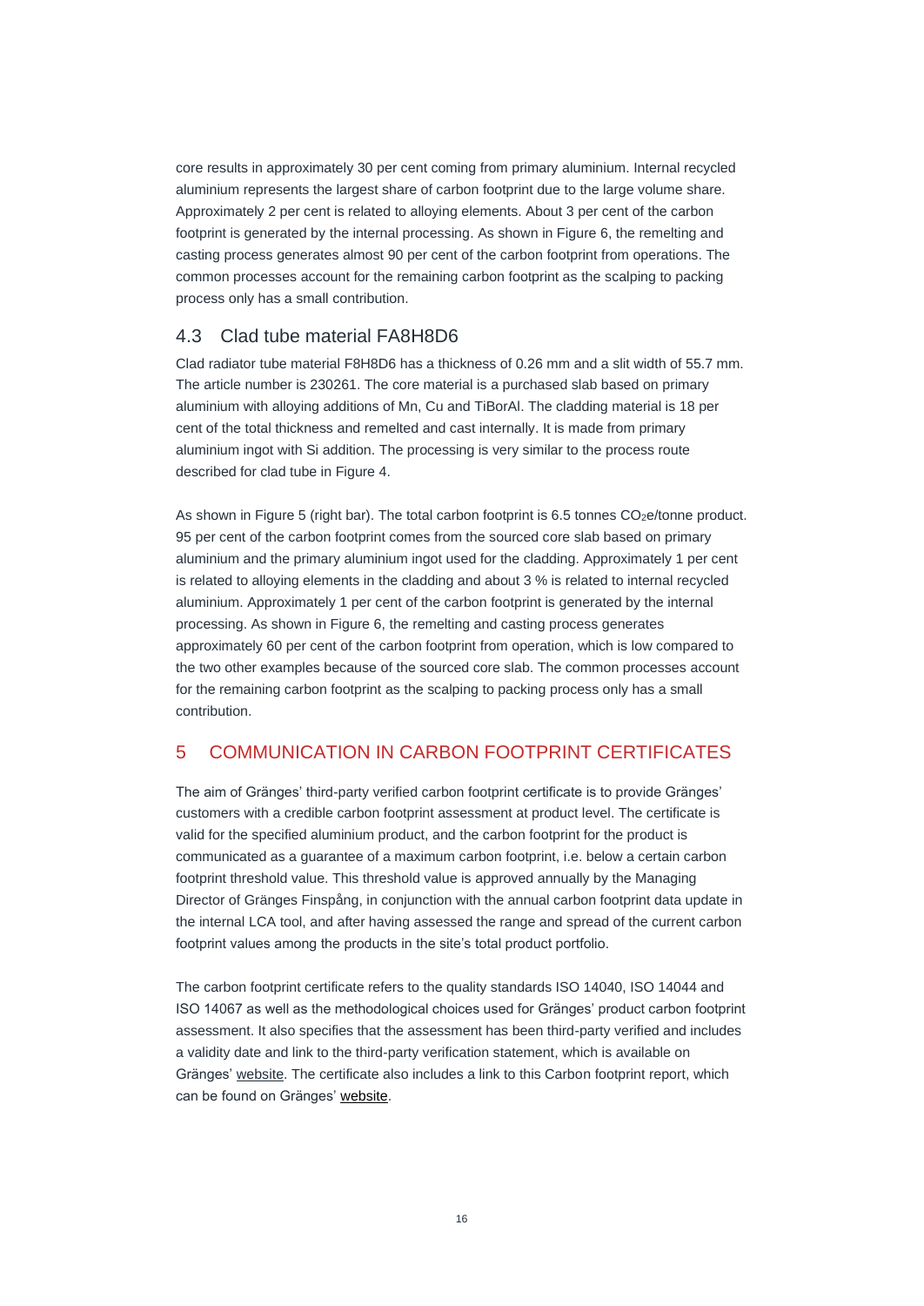core results in approximately 30 per cent coming from primary aluminium. Internal recycled aluminium represents the largest share of carbon footprint due to the large volume share. Approximately 2 per cent is related to alloying elements. About 3 per cent of the carbon footprint is generated by the internal processing. As shown in Figure 6, the remelting and casting process generates almost 90 per cent of the carbon footprint from operations. The common processes account for the remaining carbon footprint as the scalping to packing process only has a small contribution.

## 4.3 Clad tube material FA8H8D6

Clad radiator tube material F8H8D6 has a thickness of 0.26 mm and a slit width of 55.7 mm. The article number is 230261. The core material is a purchased slab based on primary aluminium with alloying additions of Mn, Cu and TiBorAl. The cladding material is 18 per cent of the total thickness and remelted and cast internally. It is made from primary aluminium ingot with Si addition. The processing is very similar to the process route described for clad tube in Figure 4.

As shown in Figure 5 (right bar). The total carbon footprint is 6.5 tonnes $CO_2$e/tonne product. 95 per cent of the carbon footprint comes from the sourced core slab based on primary aluminium and the primary aluminium ingot used for the cladding. Approximately 1 per cent is related to alloying elements in the cladding and about 3 % is related to internal recycled aluminium. Approximately 1 per cent of the carbon footprint is generated by the internal processing. As shown in Figure 6, the remelting and casting process generates approximately 60 per cent of the carbon footprint from operation, which is low compared to the two other examples because of the sourced core slab. The common processes account for the remaining carbon footprint as the scalping to packing process only has a small contribution.

# 5 COMMUNICATION IN CARBON FOOTPRINT CERTIFICATES

The aim of Gränges' third-party verified carbon footprint certificate is to provide Gränges' customers with a credible carbon footprint assessment at product level. The certificate is valid for the specified aluminium product, and the carbon footprint for the product is communicated as a guarantee of a maximum carbon footprint, i.e. below a certain carbon footprint threshold value. This threshold value is approved annually by the Managing Director of Gränges Finspång, in conjunction with the annual carbon footprint data update in the internal LCA tool, and after having assessed the range and spread of the current carbon footprint values among the products in the site's total product portfolio.

The carbon footprint certificate refers to the quality standards ISO 14040, ISO 14044 and ISO 14067 as well as the methodological choices used for Gränges' product carbon footprint assessment. It also specifies that the assessment has been third-party verified and includes a validity date and link to the third-party verification statement, which is available on Gränges' website. The certificate also includes a link to this Carbon footprint report, which can be found on Gränges' website.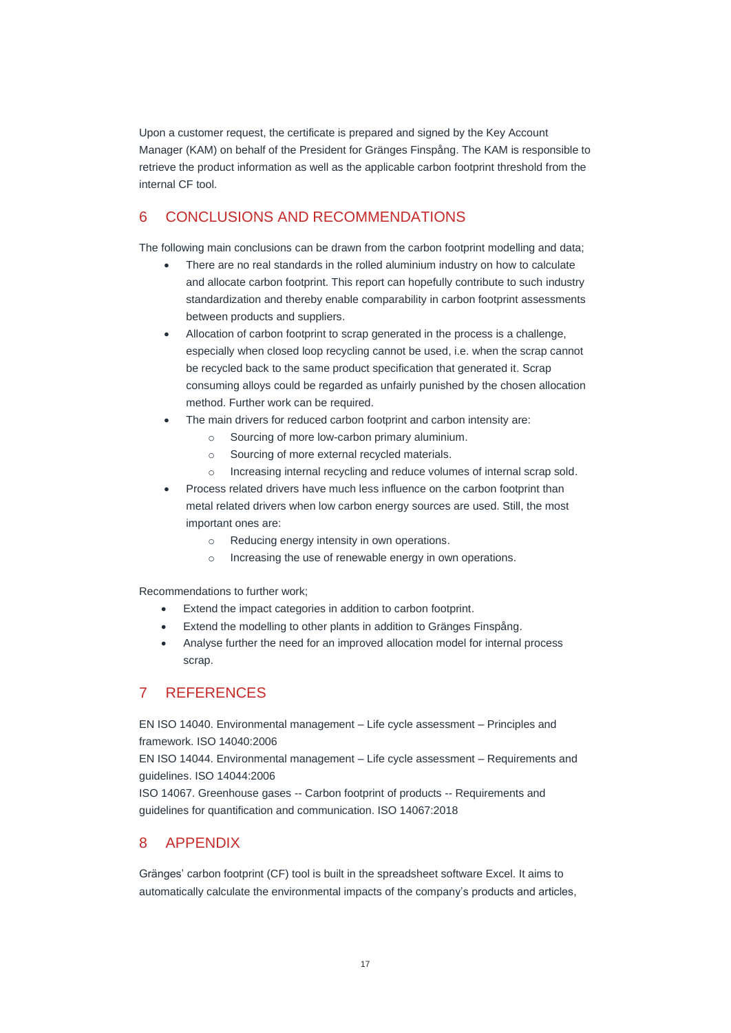Upon a customer request, the certificate is prepared and signed by the Key Account Manager (KAM) on behalf of the President for Gränges Finspång. The KAM is responsible to retrieve the product information as well as the applicable carbon footprint threshold from the internal CF tool.

# 6 CONCLUSIONS AND RECOMMENDATIONS

The following main conclusions can be drawn from the carbon footprint modelling and data;

- There are no real standards in the rolled aluminium industry on how to calculate and allocate carbon footprint. This report can hopefully contribute to such industry standardization and thereby enable comparability in carbon footprint assessments between products and suppliers.
- Allocation of carbon footprint to scrap generated in the process is a challenge, especially when closed loop recycling cannot be used, i.e. when the scrap cannot be recycled back to the same product specification that generated it. Scrap consuming alloys could be regarded as unfairly punished by the chosen allocation method. Further work can be required.
- The main drivers for reduced carbon footprint and carbon intensity are:
    - Sourcing of more low-carbon primary aluminium.
    - Sourcing of more external recycled materials.
    - Increasing internal recycling and reduce volumes of internal scrap sold.
- Process related drivers have much less influence on the carbon footprint than metal related drivers when low carbon energy sources are used. Still, the most important ones are:
    - Reducing energy intensity in own operations.
    - Increasing the use of renewable energy in own operations.

Recommendations to further work;

- Extend the impact categories in addition to carbon footprint.
- Extend the modelling to other plants in addition to Gränges Finspång.
- Analyse further the need for an improved allocation model for internal process scrap.

# 7 REFERENCES

EN ISO 14040. Environmental management – Life cycle assessment – Principles and framework. ISO 14040:2006

EN ISO 14044. Environmental management – Life cycle assessment – Requirements and guidelines. ISO 14044:2006

ISO 14067. Greenhouse gases -- Carbon footprint of products -- Requirements and guidelines for quantification and communication. ISO 14067:2018

# 8 APPENDIX

Gränges' carbon footprint (CF) tool is built in the spreadsheet software Excel. It aims to automatically calculate the environmental impacts of the company's products and articles,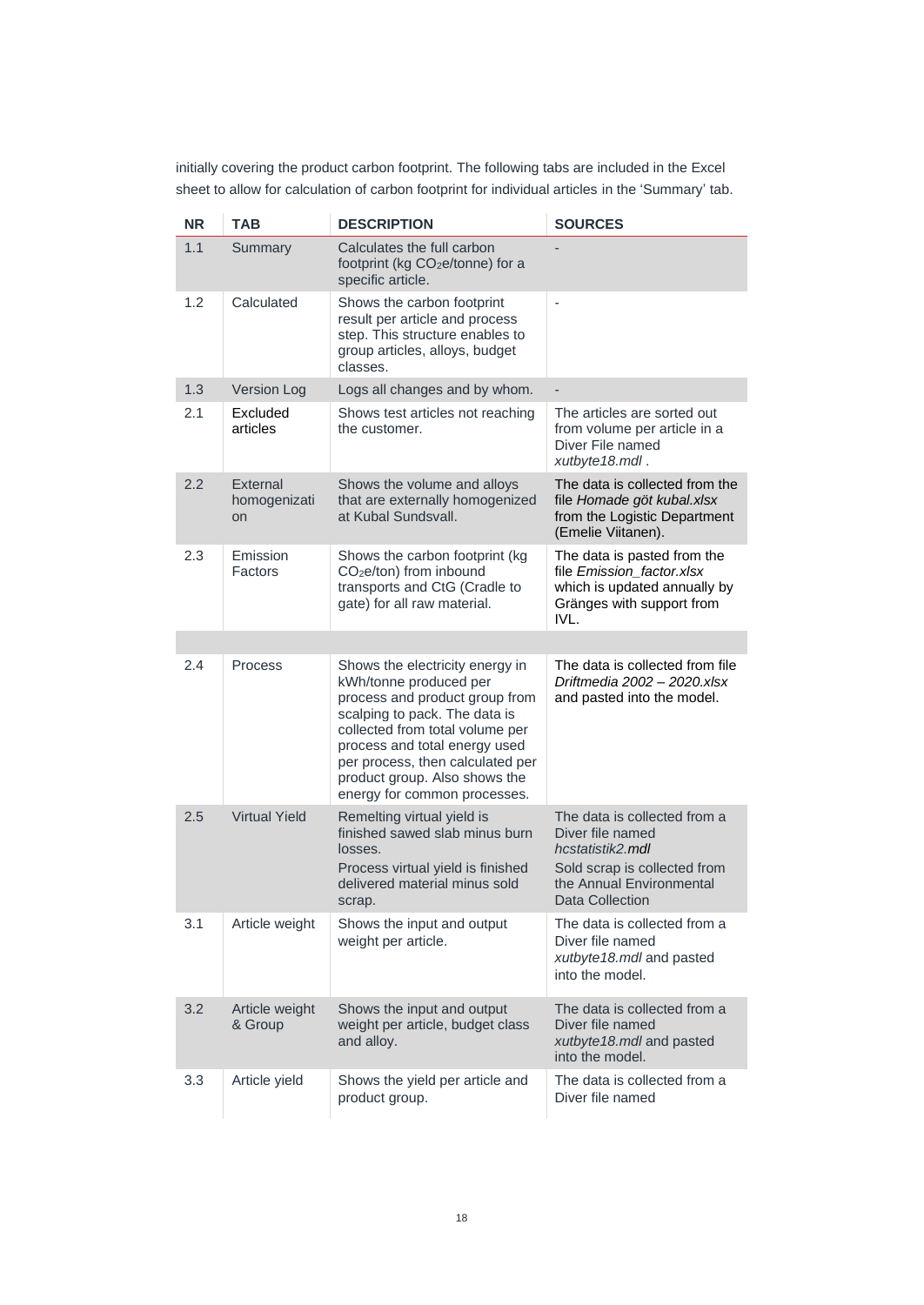initially covering the product carbon footprint. The following tabs are included in the Excel sheet to allow for calculation of carbon footprint for individual articles in the 'Summary' tab.

| NR | TAB | DESCRIPTION | SOURCES |
|---|---|---|---|
| 1.1 | Summary | Calculates the full carbon footprint (kg $CO_2$e/tonne) for a specific article. | - |
| 1.2 | Calculated | Shows the carbon footprint result per article and process step. This structure enables to group articles, alloys, budget classes. | - |
| 1.3 | Version Log | Logs all changes and by whom. | - |
| 2.1 | Excluded articles | Shows test articles not reaching the customer. | The articles are sorted out from volume per article in a Diver File named *xutbyte18.mdl* . |
| 2.2 | External homogenization | Shows the volume and alloys that are externally homogenized at Kubal Sundsvall. | The data is collected from the file *Homade göt kubal.xlsx* from the Logistic Department (Emelie Viitanen). |
| 2.3 | Emission Factors | Shows the carbon footprint (kg $CO_2$e/ton) from inbound transports and CtG (Cradle to gate) for all raw material. | The data is pasted from the file *Emission_factor.xlsx* which is updated annually by Gränges with support from IVL. |
| | | | |
| 2.4 | Process | Shows the electricity energy in kWh/tonne produced per process and product group from scalping to pack. The data is collected from total volume per process and total energy used per process, then calculated per product group. Also shows the energy for common processes. | The data is collected from file *Driftmedia 2002 – 2020.xlsx* and pasted into the model. |
| 2.5 | Virtual Yield | Remelting virtual yield is finished sawed slab minus burn losses.<br>Process virtual yield is finished delivered material minus sold scrap. | The data is collected from a Diver file named *hcstatistik2.mdl*<br>Sold scrap is collected from the Annual Environmental Data Collection |
| 3.1 | Article weight | Shows the input and output weight per article. | The data is collected from a Diver file named *xutbyte18.mdl* and pasted into the model. |
| 3.2 | Article weight & Group | Shows the input and output weight per article, budget class and alloy. | The data is collected from a Diver file named *xutbyte18.mdl* and pasted into the model. |
| 3.3 | Article yield | Shows the yield per article and product group. | The data is collected from a Diver file named |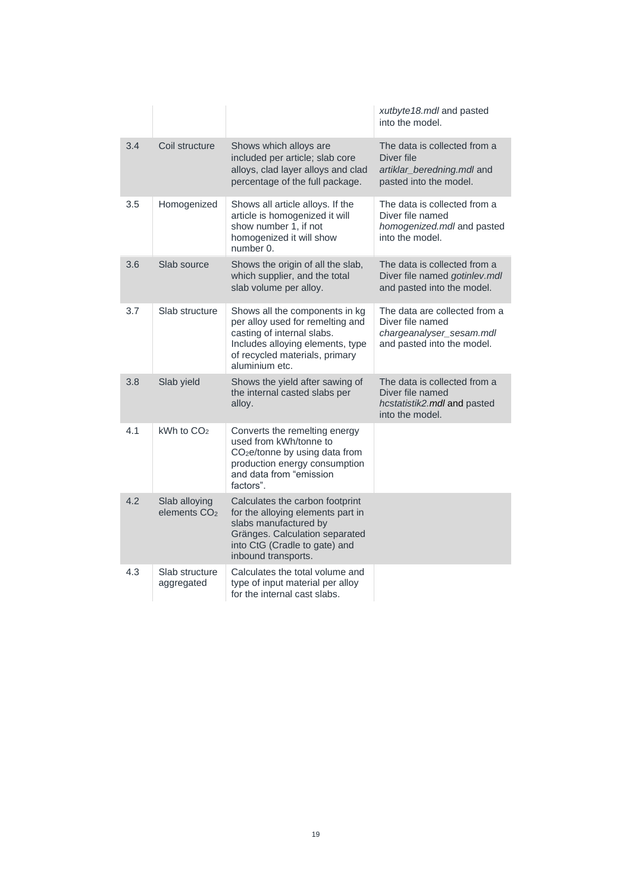| | | | |
|---|---|---|---|
| | | | *xutbyte18.mdl* and pasted into the model. |
| 3.4 | Coil structure | Shows which alloys are included per article; slab core alloys, clad layer alloys and clad percentage of the full package. | The data is collected from a Diver file *artiklar_beredning.mdl* and pasted into the model. |
| 3.5 | Homogenized | Shows all article alloys. If the article is homogenized it will show number 1, if not homogenized it will show number 0. | The data is collected from a Diver file named *homogenized.mdl* and pasted into the model. |
| 3.6 | Slab source | Shows the origin of all the slab, which supplier, and the total slab volume per alloy. | The data is collected from a Diver file named *gotinlev.mdl* and pasted into the model. |
| 3.7 | Slab structure | Shows all the components in kg per alloy used for remelting and casting of internal slabs. Includes alloying elements, type of recycled materials, primary aluminium etc. | The data are collected from a Diver file named *chargeanalyser_sesam.mdl* and pasted into the model. |
| 3.8 | Slab yield | Shows the yield after sawing of the internal casted slabs per alloy. | The data is collected from a Diver file named *hcstatistik2.mdl* and pasted into the model. |
| 4.1 | kWh to $CO_2$ | Converts the remelting energy used from kWh/tonne to $CO_2$e/tonne by using data from production energy consumption and data from "emission factors". | |
| 4.2 | Slab alloying elements $CO_2$ | Calculates the carbon footprint for the alloying elements part in slabs manufactured by Gränges. Calculation separated into CtG (Cradle to gate) and inbound transports. | |
| 4.3 | Slab structure aggregated | Calculates the total volume and type of input material per alloy for the internal cast slabs. | |